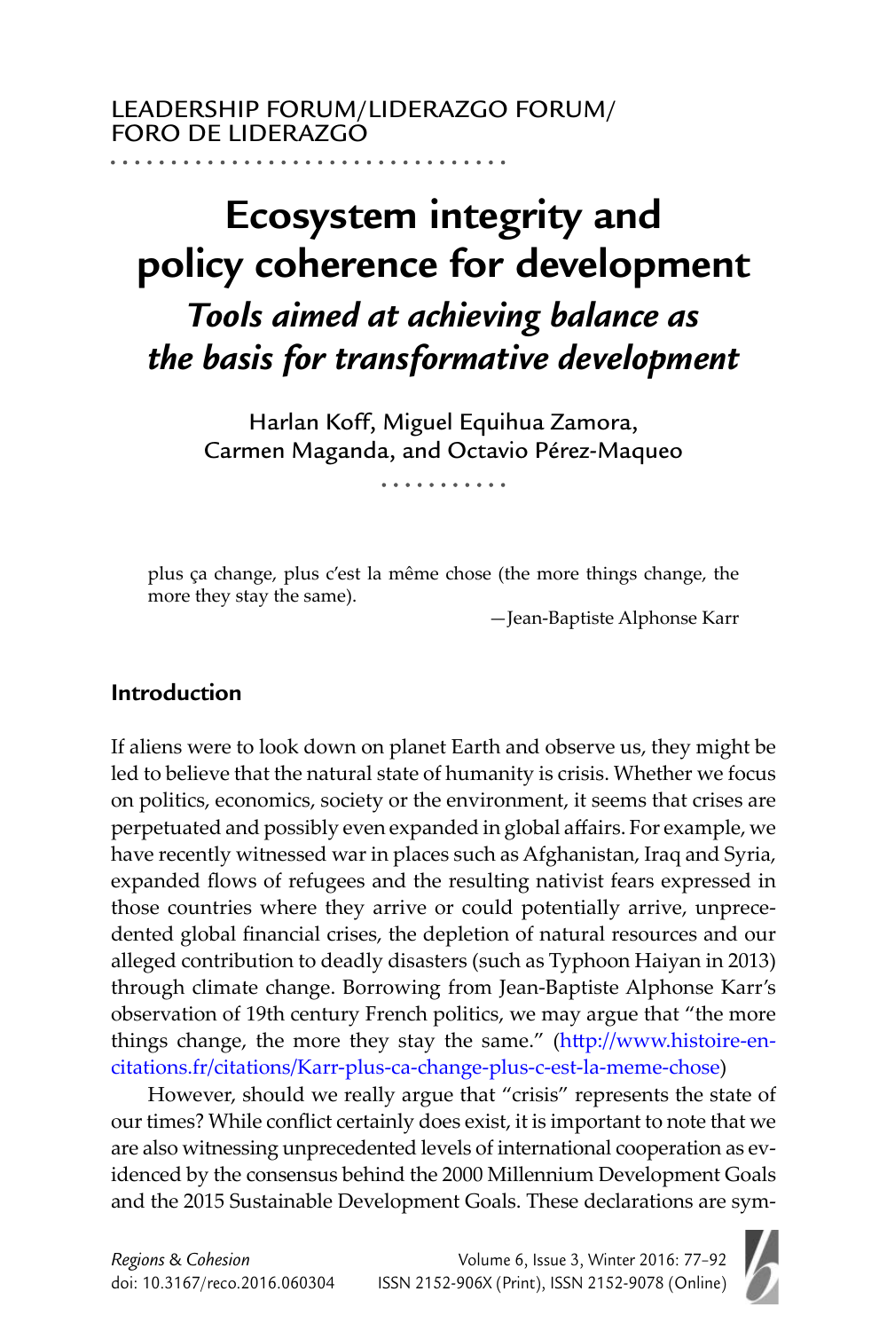LEADERSHIP FORUM/LIDERAZGO FORUM/ FORO DE LIDERAZGO

# Ecosystem integrity and policy coherence for development

## *Tools aimed at achieving balance as the basis for transformative development*

Harlan Koff, Miguel Equihua Zamora, Carmen Maganda, and Octavio Pérez-Maqueo

> plus ça change, plus c'est la même chose (the more things change, the more they stay the same).
>
> —Jean-Baptiste Alphonse Karr

## Introduction

If aliens were to look down on planet Earth and observe us, they might be led to believe that the natural state of humanity is crisis. Whether we focus on politics, economics, society or the environment, it seems that crises are perpetuated and possibly even expanded in global affairs. For example, we have recently witnessed war in places such as Afghanistan, Iraq and Syria, expanded flows of refugees and the resulting nativist fears expressed in those countries where they arrive or could potentially arrive, unprecedented global financial crises, the depletion of natural resources and our alleged contribution to deadly disasters (such as Typhoon Haiyan in 2013) through climate change. Borrowing from Jean-Baptiste Alphonse Karr's observation of 19th century French politics, we may argue that "the more things change, the more they stay the same." (http://www.histoire-en-citations.fr/citations/Karr-plus-ca-change-plus-c-est-la-meme-chose)

However, should we really argue that "crisis" represents the state of our times? While conflict certainly does exist, it is important to note that we are also witnessing unprecedented levels of international cooperation as evidenced by the consensus behind the 2000 Millennium Development Goals and the 2015 Sustainable Development Goals. These declarations are sym-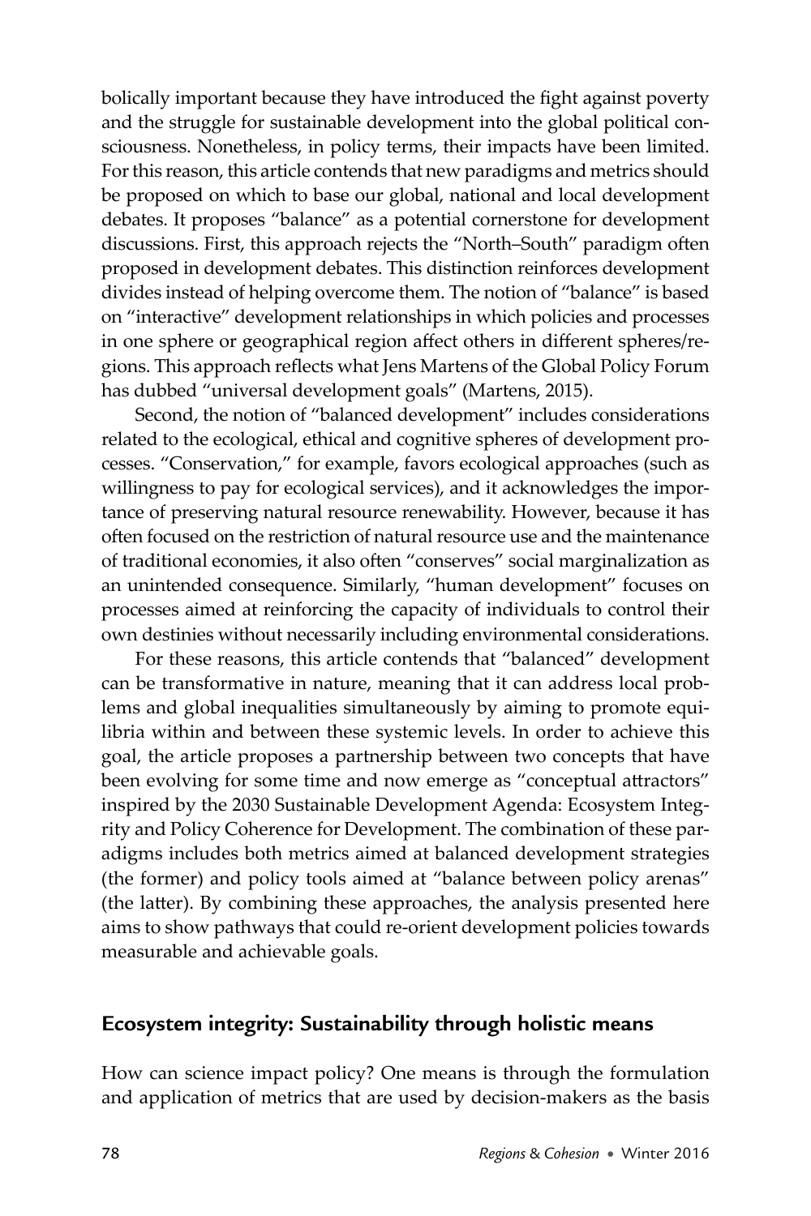bolically important because they have introduced the fight against poverty and the struggle for sustainable development into the global political consciousness. Nonetheless, in policy terms, their impacts have been limited. For this reason, this article contends that new paradigms and metrics should be proposed on which to base our global, national and local development debates. It proposes "balance" as a potential cornerstone for development discussions. First, this approach rejects the "North–South" paradigm often proposed in development debates. This distinction reinforces development divides instead of helping overcome them. The notion of "balance" is based on "interactive" development relationships in which policies and processes in one sphere or geographical region affect others in different spheres/regions. This approach reflects what Jens Martens of the Global Policy Forum has dubbed "universal development goals" (Martens, 2015).

Second, the notion of "balanced development" includes considerations related to the ecological, ethical and cognitive spheres of development processes. "Conservation," for example, favors ecological approaches (such as willingness to pay for ecological services), and it acknowledges the importance of preserving natural resource renewability. However, because it has often focused on the restriction of natural resource use and the maintenance of traditional economies, it also often "conserves" social marginalization as an unintended consequence. Similarly, "human development" focuses on processes aimed at reinforcing the capacity of individuals to control their own destinies without necessarily including environmental considerations.

For these reasons, this article contends that "balanced" development can be transformative in nature, meaning that it can address local problems and global inequalities simultaneously by aiming to promote equilibria within and between these systemic levels. In order to achieve this goal, the article proposes a partnership between two concepts that have been evolving for some time and now emerge as "conceptual attractors" inspired by the 2030 Sustainable Development Agenda: Ecosystem Integrity and Policy Coherence for Development. The combination of these paradigms includes both metrics aimed at balanced development strategies (the former) and policy tools aimed at "balance between policy arenas" (the latter). By combining these approaches, the analysis presented here aims to show pathways that could re-orient development policies towards measurable and achievable goals.

## Ecosystem integrity: Sustainability through holistic means

How can science impact policy? One means is through the formulation and application of metrics that are used by decision-makers as the basis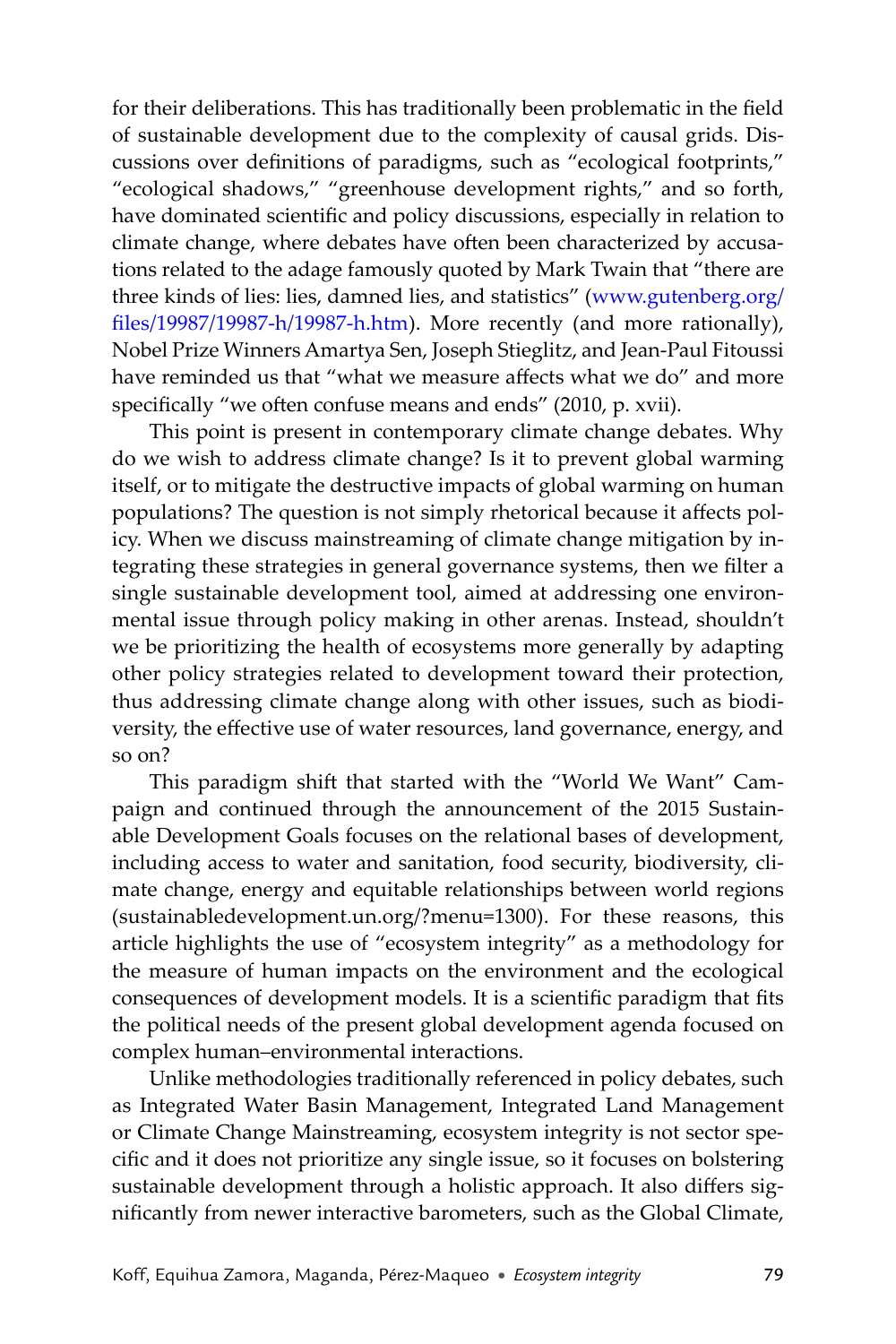for their deliberations. This has traditionally been problematic in the field of sustainable development due to the complexity of causal grids. Discussions over definitions of paradigms, such as "ecological footprints," "ecological shadows," "greenhouse development rights," and so forth, have dominated scientific and policy discussions, especially in relation to climate change, where debates have often been characterized by accusations related to the adage famously quoted by Mark Twain that "there are three kinds of lies: lies, damned lies, and statistics" (www.gutenberg.org/files/19987/19987-h/19987-h.htm). More recently (and more rationally), Nobel Prize Winners Amartya Sen, Joseph Stieglitz, and Jean-Paul Fitoussi have reminded us that "what we measure affects what we do" and more specifically "we often confuse means and ends" (2010, p. xvii).

This point is present in contemporary climate change debates. Why do we wish to address climate change? Is it to prevent global warming itself, or to mitigate the destructive impacts of global warming on human populations? The question is not simply rhetorical because it affects policy. When we discuss mainstreaming of climate change mitigation by integrating these strategies in general governance systems, then we filter a single sustainable development tool, aimed at addressing one environmental issue through policy making in other arenas. Instead, shouldn't we be prioritizing the health of ecosystems more generally by adapting other policy strategies related to development toward their protection, thus addressing climate change along with other issues, such as biodiversity, the effective use of water resources, land governance, energy, and so on?

This paradigm shift that started with the "World We Want" Campaign and continued through the announcement of the 2015 Sustainable Development Goals focuses on the relational bases of development, including access to water and sanitation, food security, biodiversity, climate change, energy and equitable relationships between world regions (sustainabledevelopment.un.org/?menu=1300). For these reasons, this article highlights the use of "ecosystem integrity" as a methodology for the measure of human impacts on the environment and the ecological consequences of development models. It is a scientific paradigm that fits the political needs of the present global development agenda focused on complex human–environmental interactions.

Unlike methodologies traditionally referenced in policy debates, such as Integrated Water Basin Management, Integrated Land Management or Climate Change Mainstreaming, ecosystem integrity is not sector specific and it does not prioritize any single issue, so it focuses on bolstering sustainable development through a holistic approach. It also differs significantly from newer interactive barometers, such as the Global Climate,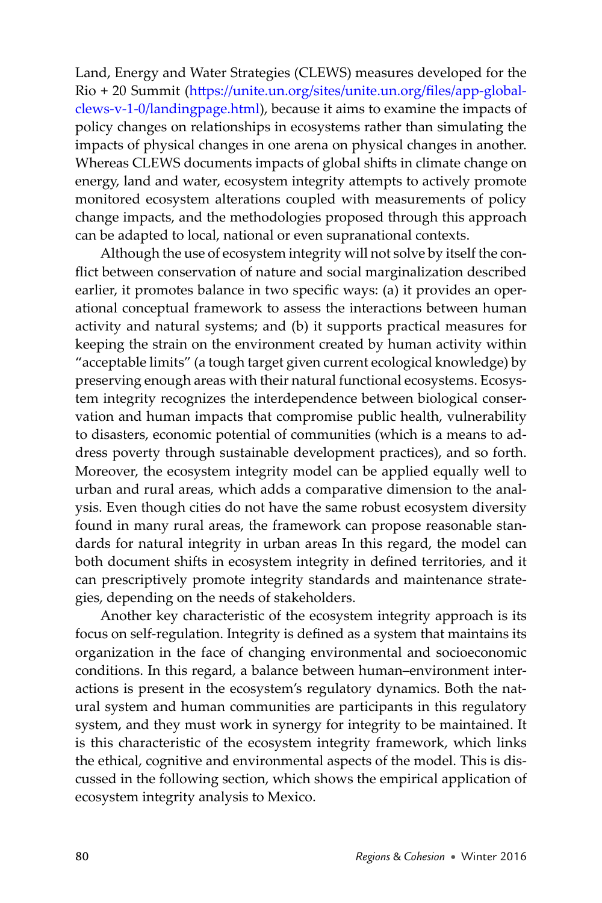Land, Energy and Water Strategies (CLEWS) measures developed for the Rio + 20 Summit (https://unite.un.org/sites/unite.un.org/files/app-global-clews-v-1-0/landingpage.html), because it aims to examine the impacts of policy changes on relationships in ecosystems rather than simulating the impacts of physical changes in one arena on physical changes in another. Whereas CLEWS documents impacts of global shifts in climate change on energy, land and water, ecosystem integrity attempts to actively promote monitored ecosystem alterations coupled with measurements of policy change impacts, and the methodologies proposed through this approach can be adapted to local, national or even supranational contexts.

Although the use of ecosystem integrity will not solve by itself the conflict between conservation of nature and social marginalization described earlier, it promotes balance in two specific ways: (a) it provides an operational conceptual framework to assess the interactions between human activity and natural systems; and (b) it supports practical measures for keeping the strain on the environment created by human activity within "acceptable limits" (a tough target given current ecological knowledge) by preserving enough areas with their natural functional ecosystems. Ecosystem integrity recognizes the interdependence between biological conservation and human impacts that compromise public health, vulnerability to disasters, economic potential of communities (which is a means to address poverty through sustainable development practices), and so forth. Moreover, the ecosystem integrity model can be applied equally well to urban and rural areas, which adds a comparative dimension to the analysis. Even though cities do not have the same robust ecosystem diversity found in many rural areas, the framework can propose reasonable standards for natural integrity in urban areas In this regard, the model can both document shifts in ecosystem integrity in defined territories, and it can prescriptively promote integrity standards and maintenance strategies, depending on the needs of stakeholders.

Another key characteristic of the ecosystem integrity approach is its focus on self-regulation. Integrity is defined as a system that maintains its organization in the face of changing environmental and socioeconomic conditions. In this regard, a balance between human–environment interactions is present in the ecosystem's regulatory dynamics. Both the natural system and human communities are participants in this regulatory system, and they must work in synergy for integrity to be maintained. It is this characteristic of the ecosystem integrity framework, which links the ethical, cognitive and environmental aspects of the model. This is discussed in the following section, which shows the empirical application of ecosystem integrity analysis to Mexico.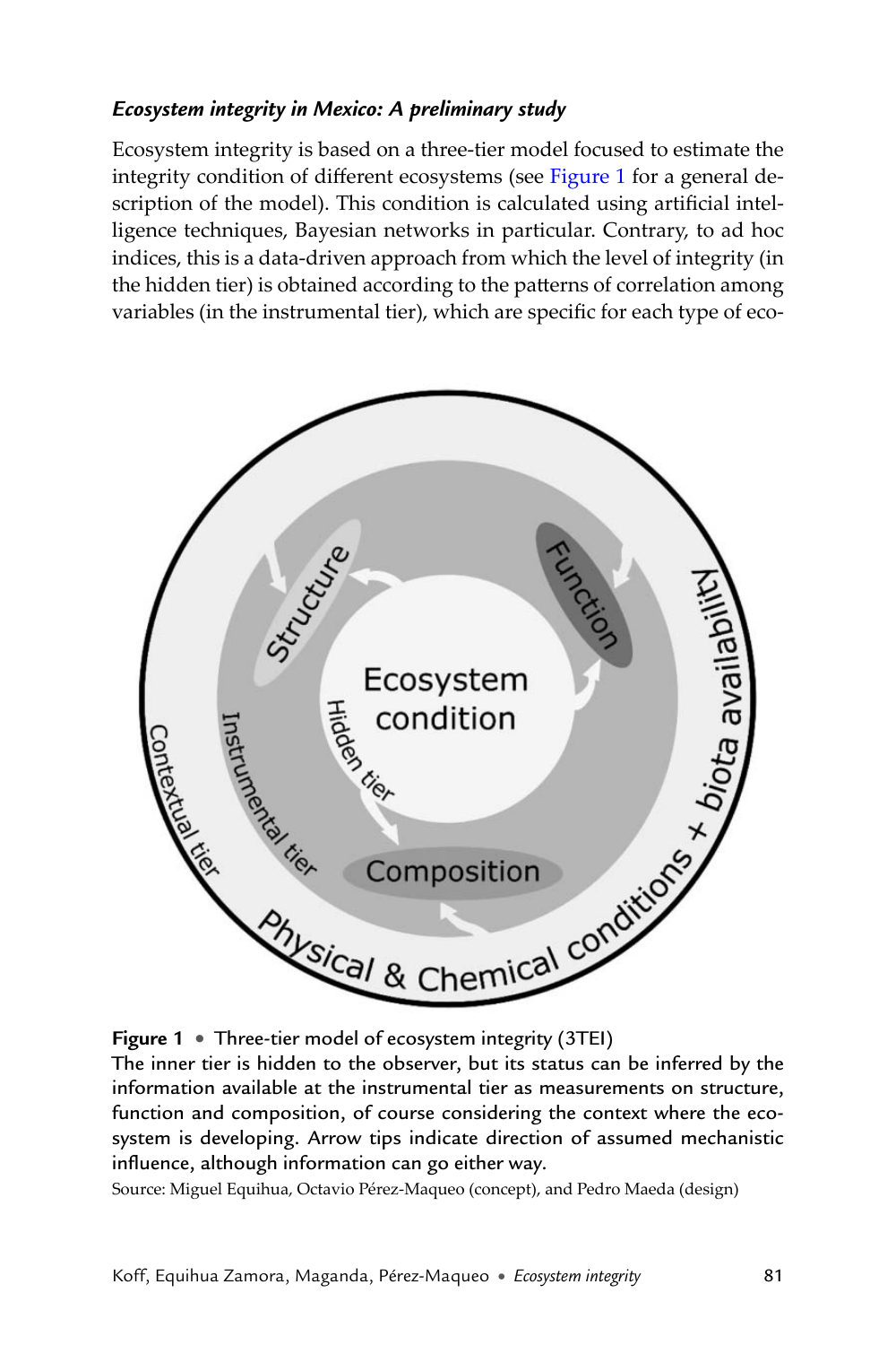***Ecosystem integrity in Mexico: A preliminary study***

Ecosystem integrity is based on a three-tier model focused to estimate the integrity condition of different ecosystems (see Figure 1 for a general description of the model). This condition is calculated using artificial intelligence techniques, Bayesian networks in particular. Contrary, to ad hoc indices, this is a data-driven approach from which the level of integrity (in the hidden tier) is obtained according to the patterns of correlation among variables (in the instrumental tier), which are specific for each type of eco-

**Figure 1** • Three-tier model of ecosystem integrity (3TEI)
The inner tier is hidden to the observer, but its status can be inferred by the information available at the instrumental tier as measurements on structure, function and composition, of course considering the context where the ecosystem is developing. Arrow tips indicate direction of assumed mechanistic influence, although information can go either way.
Source: Miguel Equihua, Octavio Pérez-Maqueo (concept), and Pedro Maeda (design)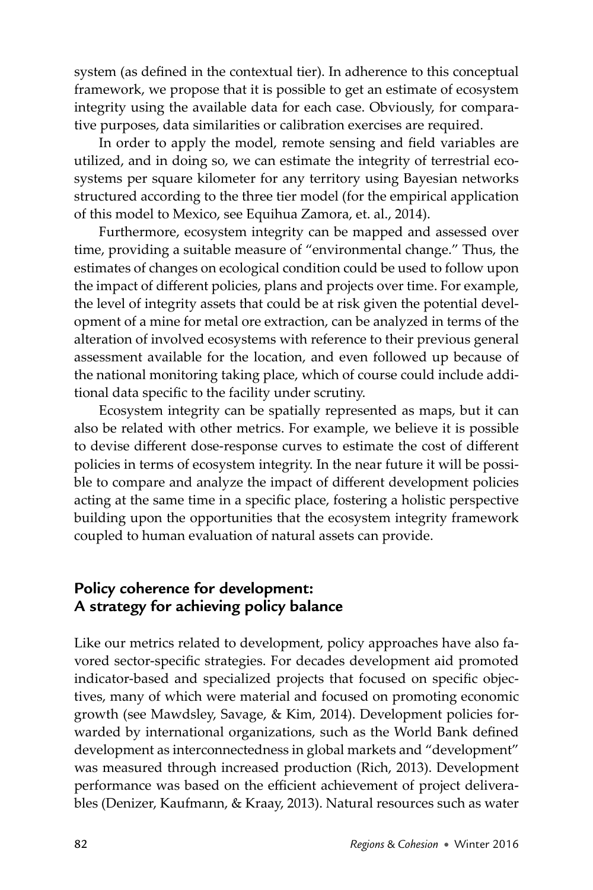system (as defined in the contextual tier). In adherence to this conceptual framework, we propose that it is possible to get an estimate of ecosystem integrity using the available data for each case. Obviously, for comparative purposes, data similarities or calibration exercises are required.

In order to apply the model, remote sensing and field variables are utilized, and in doing so, we can estimate the integrity of terrestrial ecosystems per square kilometer for any territory using Bayesian networks structured according to the three tier model (for the empirical application of this model to Mexico, see Equihua Zamora, et. al., 2014).

Furthermore, ecosystem integrity can be mapped and assessed over time, providing a suitable measure of "environmental change." Thus, the estimates of changes on ecological condition could be used to follow upon the impact of different policies, plans and projects over time. For example, the level of integrity assets that could be at risk given the potential development of a mine for metal ore extraction, can be analyzed in terms of the alteration of involved ecosystems with reference to their previous general assessment available for the location, and even followed up because of the national monitoring taking place, which of course could include additional data specific to the facility under scrutiny.

Ecosystem integrity can be spatially represented as maps, but it can also be related with other metrics. For example, we believe it is possible to devise different dose-response curves to estimate the cost of different policies in terms of ecosystem integrity. In the near future it will be possible to compare and analyze the impact of different development policies acting at the same time in a specific place, fostering a holistic perspective building upon the opportunities that the ecosystem integrity framework coupled to human evaluation of natural assets can provide.

## Policy coherence for development: A strategy for achieving policy balance

Like our metrics related to development, policy approaches have also favored sector-specific strategies. For decades development aid promoted indicator-based and specialized projects that focused on specific objectives, many of which were material and focused on promoting economic growth (see Mawdsley, Savage, & Kim, 2014). Development policies forwarded by international organizations, such as the World Bank defined development as interconnectedness in global markets and "development" was measured through increased production (Rich, 2013). Development performance was based on the efficient achievement of project deliverables (Denizer, Kaufmann, & Kraay, 2013). Natural resources such as water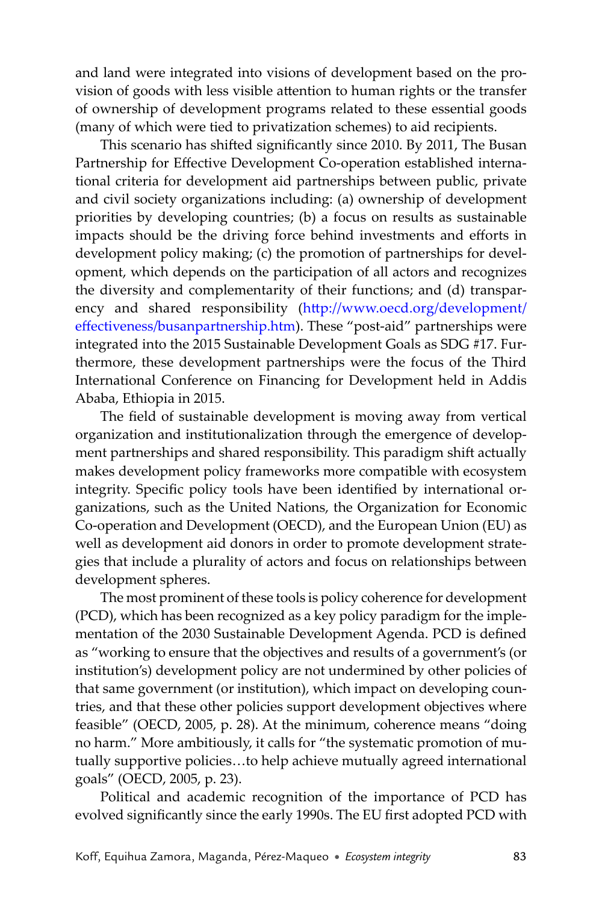and land were integrated into visions of development based on the provision of goods with less visible attention to human rights or the transfer of ownership of development programs related to these essential goods (many of which were tied to privatization schemes) to aid recipients.

This scenario has shifted significantly since 2010. By 2011, The Busan Partnership for Effective Development Co-operation established international criteria for development aid partnerships between public, private and civil society organizations including: (a) ownership of development priorities by developing countries; (b) a focus on results as sustainable impacts should be the driving force behind investments and efforts in development policy making; (c) the promotion of partnerships for development, which depends on the participation of all actors and recognizes the diversity and complementarity of their functions; and (d) transparency and shared responsibility (http://www.oecd.org/development/effectiveness/busanpartnership.htm). These "post-aid" partnerships were integrated into the 2015 Sustainable Development Goals as SDG #17. Furthermore, these development partnerships were the focus of the Third International Conference on Financing for Development held in Addis Ababa, Ethiopia in 2015.

The field of sustainable development is moving away from vertical organization and institutionalization through the emergence of development partnerships and shared responsibility. This paradigm shift actually makes development policy frameworks more compatible with ecosystem integrity. Specific policy tools have been identified by international organizations, such as the United Nations, the Organization for Economic Co-operation and Development (OECD), and the European Union (EU) as well as development aid donors in order to promote development strategies that include a plurality of actors and focus on relationships between development spheres.

The most prominent of these tools is policy coherence for development (PCD), which has been recognized as a key policy paradigm for the implementation of the 2030 Sustainable Development Agenda. PCD is defined as "working to ensure that the objectives and results of a government's (or institution's) development policy are not undermined by other policies of that same government (or institution), which impact on developing countries, and that these other policies support development objectives where feasible" (OECD, 2005, p. 28). At the minimum, coherence means "doing no harm." More ambitiously, it calls for "the systematic promotion of mutually supportive policies…to help achieve mutually agreed international goals" (OECD, 2005, p. 23).

Political and academic recognition of the importance of PCD has evolved significantly since the early 1990s. The EU first adopted PCD with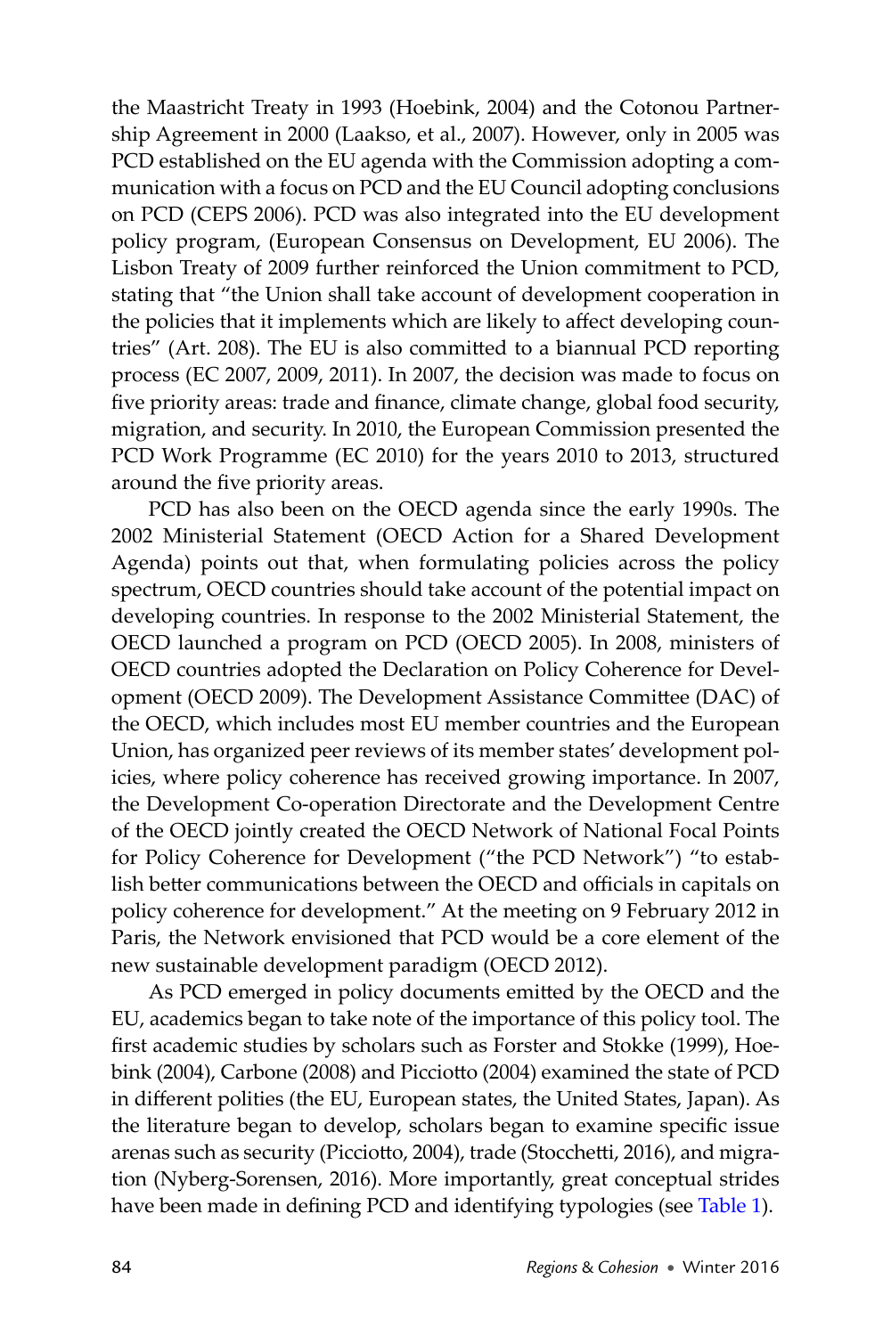the Maastricht Treaty in 1993 (Hoebink, 2004) and the Cotonou Partnership Agreement in 2000 (Laakso, et al., 2007). However, only in 2005 was PCD established on the EU agenda with the Commission adopting a communication with a focus on PCD and the EU Council adopting conclusions on PCD (CEPS 2006). PCD was also integrated into the EU development policy program, (European Consensus on Development, EU 2006). The Lisbon Treaty of 2009 further reinforced the Union commitment to PCD, stating that "the Union shall take account of development cooperation in the policies that it implements which are likely to affect developing countries" (Art. 208). The EU is also committed to a biannual PCD reporting process (EC 2007, 2009, 2011). In 2007, the decision was made to focus on five priority areas: trade and finance, climate change, global food security, migration, and security. In 2010, the European Commission presented the PCD Work Programme (EC 2010) for the years 2010 to 2013, structured around the five priority areas.

PCD has also been on the OECD agenda since the early 1990s. The 2002 Ministerial Statement (OECD Action for a Shared Development Agenda) points out that, when formulating policies across the policy spectrum, OECD countries should take account of the potential impact on developing countries. In response to the 2002 Ministerial Statement, the OECD launched a program on PCD (OECD 2005). In 2008, ministers of OECD countries adopted the Declaration on Policy Coherence for Development (OECD 2009). The Development Assistance Committee (DAC) of the OECD, which includes most EU member countries and the European Union, has organized peer reviews of its member states' development policies, where policy coherence has received growing importance. In 2007, the Development Co-operation Directorate and the Development Centre of the OECD jointly created the OECD Network of National Focal Points for Policy Coherence for Development ("the PCD Network") "to establish better communications between the OECD and officials in capitals on policy coherence for development." At the meeting on 9 February 2012 in Paris, the Network envisioned that PCD would be a core element of the new sustainable development paradigm (OECD 2012).

As PCD emerged in policy documents emitted by the OECD and the EU, academics began to take note of the importance of this policy tool. The first academic studies by scholars such as Forster and Stokke (1999), Hoebink (2004), Carbone (2008) and Picciotto (2004) examined the state of PCD in different polities (the EU, European states, the United States, Japan). As the literature began to develop, scholars began to examine specific issue arenas such as security (Picciotto, 2004), trade (Stocchetti, 2016), and migration (Nyberg-Sorensen, 2016). More importantly, great conceptual strides have been made in defining PCD and identifying typologies (see Table 1).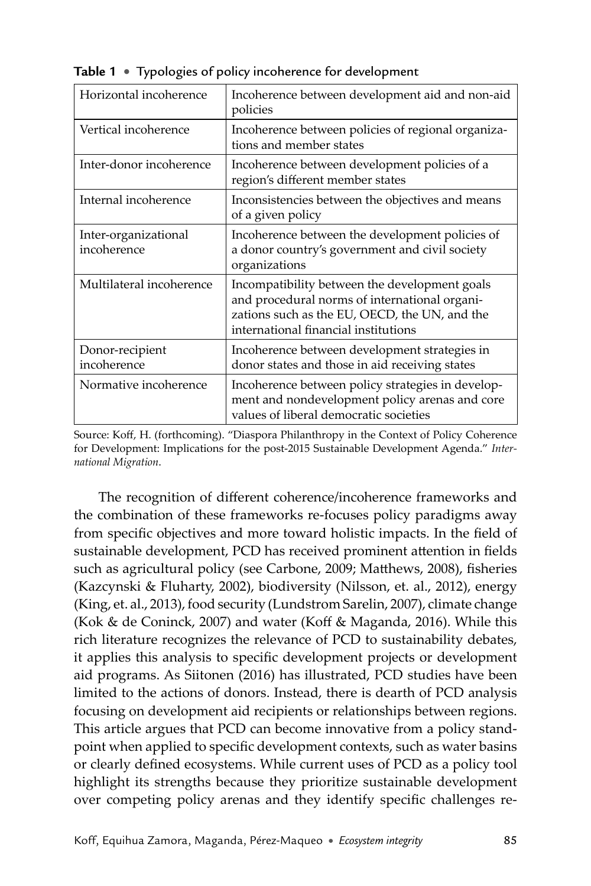**Table 1** • Typologies of policy incoherence for development

| | |
|---|---|
| Horizontal incoherence | Incoherence between development aid and non-aid policies |
| Vertical incoherence | Incoherence between policies of regional organizations and member states |
| Inter-donor incoherence | Incoherence between development policies of a region's different member states |
| Internal incoherence | Inconsistencies between the objectives and means of a given policy |
| Inter-organizational incoherence | Incoherence between the development policies of a donor country's government and civil society organizations |
| Multilateral incoherence | Incompatibility between the development goals and procedural norms of international organizations such as the EU, OECD, the UN, and the international financial institutions |
| Donor-recipient incoherence | Incoherence between development strategies in donor states and those in aid receiving states |
| Normative incoherence | Incoherence between policy strategies in development and nondevelopment policy arenas and core values of liberal democratic societies |

Source: Koff, H. (forthcoming). "Diaspora Philanthropy in the Context of Policy Coherence for Development: Implications for the post-2015 Sustainable Development Agenda." *International Migration*.

The recognition of different coherence/incoherence frameworks and the combination of these frameworks re-focuses policy paradigms away from specific objectives and more toward holistic impacts. In the field of sustainable development, PCD has received prominent attention in fields such as agricultural policy (see Carbone, 2009; Matthews, 2008), fisheries (Kazcynski & Fluharty, 2002), biodiversity (Nilsson, et. al., 2012), energy (King, et. al., 2013), food security (Lundstrom Sarelin, 2007), climate change (Kok & de Coninck, 2007) and water (Koff & Maganda, 2016). While this rich literature recognizes the relevance of PCD to sustainability debates, it applies this analysis to specific development projects or development aid programs. As Siitonen (2016) has illustrated, PCD studies have been limited to the actions of donors. Instead, there is dearth of PCD analysis focusing on development aid recipients or relationships between regions. This article argues that PCD can become innovative from a policy standpoint when applied to specific development contexts, such as water basins or clearly defined ecosystems. While current uses of PCD as a policy tool highlight its strengths because they prioritize sustainable development over competing policy arenas and they identify specific challenges re-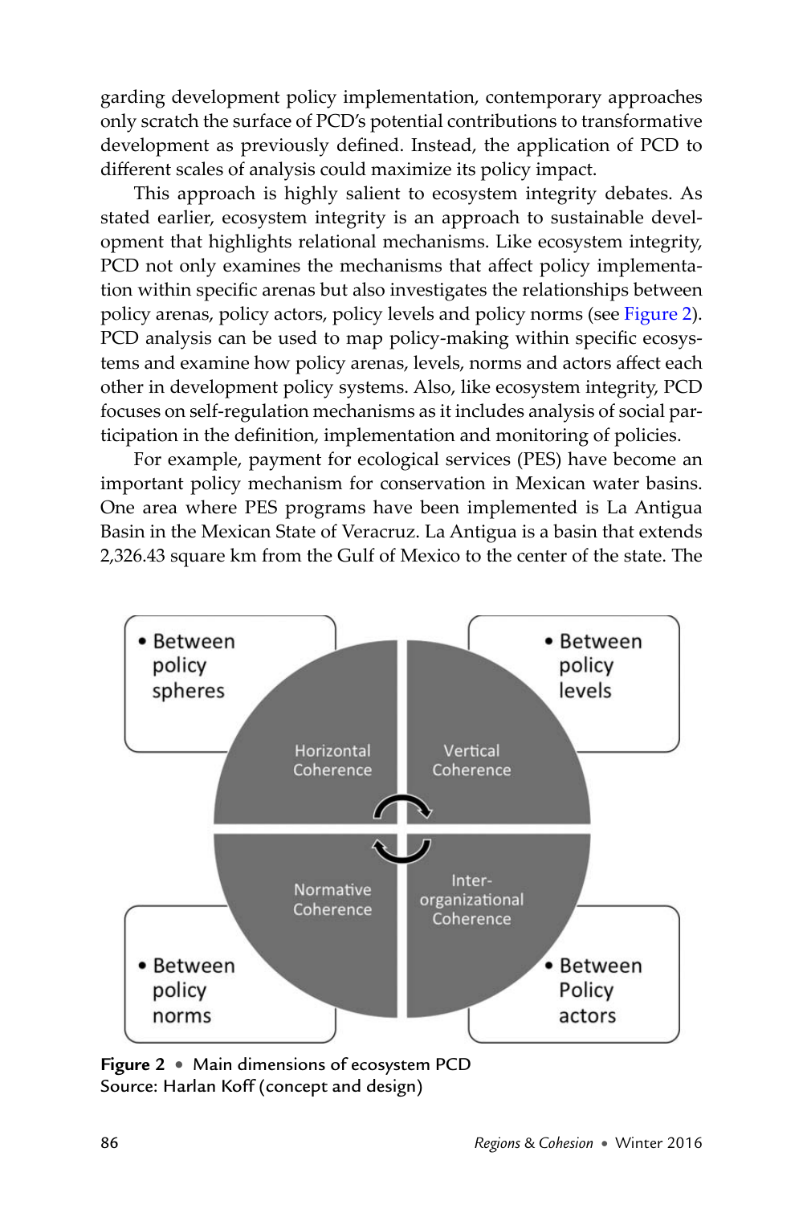garding development policy implementation, contemporary approaches only scratch the surface of PCD's potential contributions to transformative development as previously defined. Instead, the application of PCD to different scales of analysis could maximize its policy impact.

This approach is highly salient to ecosystem integrity debates. As stated earlier, ecosystem integrity is an approach to sustainable development that highlights relational mechanisms. Like ecosystem integrity, PCD not only examines the mechanisms that affect policy implementation within specific arenas but also investigates the relationships between policy arenas, policy actors, policy levels and policy norms (see Figure 2). PCD analysis can be used to map policy-making within specific ecosystems and examine how policy arenas, levels, norms and actors affect each other in development policy systems. Also, like ecosystem integrity, PCD focuses on self-regulation mechanisms as it includes analysis of social participation in the definition, implementation and monitoring of policies.

For example, payment for ecological services (PES) have become an important policy mechanism for conservation in Mexican water basins. One area where PES programs have been implemented is La Antigua Basin in the Mexican State of Veracruz. La Antigua is a basin that extends 2,326.43 square km from the Gulf of Mexico to the center of the state. The

- Between policy spheres
- Between policy levels
- Between policy norms
- Between Policy actors

Horizontal Coherence | Vertical Coherence | Normative Coherence | Inter-organizational Coherence

**Figure 2** • Main dimensions of ecosystem PCD
Source: Harlan Koff (concept and design)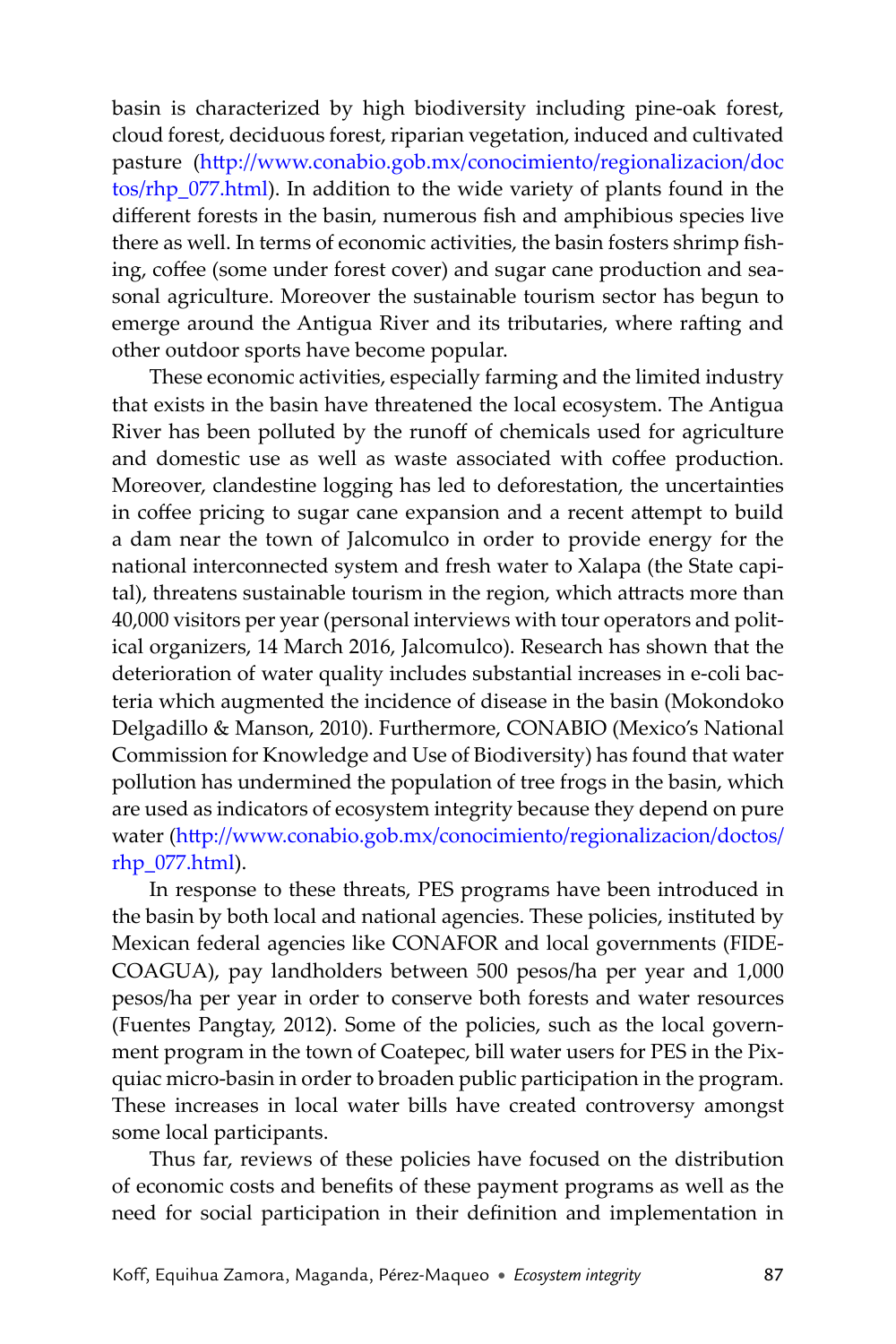basin is characterized by high biodiversity including pine-oak forest, cloud forest, deciduous forest, riparian vegetation, induced and cultivated pasture (http://www.conabio.gob.mx/conocimiento/regionalizacion/doctos/rhp_077.html). In addition to the wide variety of plants found in the different forests in the basin, numerous fish and amphibious species live there as well. In terms of economic activities, the basin fosters shrimp fishing, coffee (some under forest cover) and sugar cane production and seasonal agriculture. Moreover the sustainable tourism sector has begun to emerge around the Antigua River and its tributaries, where rafting and other outdoor sports have become popular.

These economic activities, especially farming and the limited industry that exists in the basin have threatened the local ecosystem. The Antigua River has been polluted by the runoff of chemicals used for agriculture and domestic use as well as waste associated with coffee production. Moreover, clandestine logging has led to deforestation, the uncertainties in coffee pricing to sugar cane expansion and a recent attempt to build a dam near the town of Jalcomulco in order to provide energy for the national interconnected system and fresh water to Xalapa (the State capital), threatens sustainable tourism in the region, which attracts more than 40,000 visitors per year (personal interviews with tour operators and political organizers, 14 March 2016, Jalcomulco). Research has shown that the deterioration of water quality includes substantial increases in e-coli bacteria which augmented the incidence of disease in the basin (Mokondoko Delgadillo & Manson, 2010). Furthermore, CONABIO (Mexico's National Commission for Knowledge and Use of Biodiversity) has found that water pollution has undermined the population of tree frogs in the basin, which are used as indicators of ecosystem integrity because they depend on pure water (http://www.conabio.gob.mx/conocimiento/regionalizacion/doctos/rhp_077.html).

In response to these threats, PES programs have been introduced in the basin by both local and national agencies. These policies, instituted by Mexican federal agencies like CONAFOR and local governments (FIDECOAGUA), pay landholders between 500 pesos/ha per year and 1,000 pesos/ha per year in order to conserve both forests and water resources (Fuentes Pangtay, 2012). Some of the policies, such as the local government program in the town of Coatepec, bill water users for PES in the Pixquiac micro-basin in order to broaden public participation in the program. These increases in local water bills have created controversy amongst some local participants.

Thus far, reviews of these policies have focused on the distribution of economic costs and benefits of these payment programs as well as the need for social participation in their definition and implementation in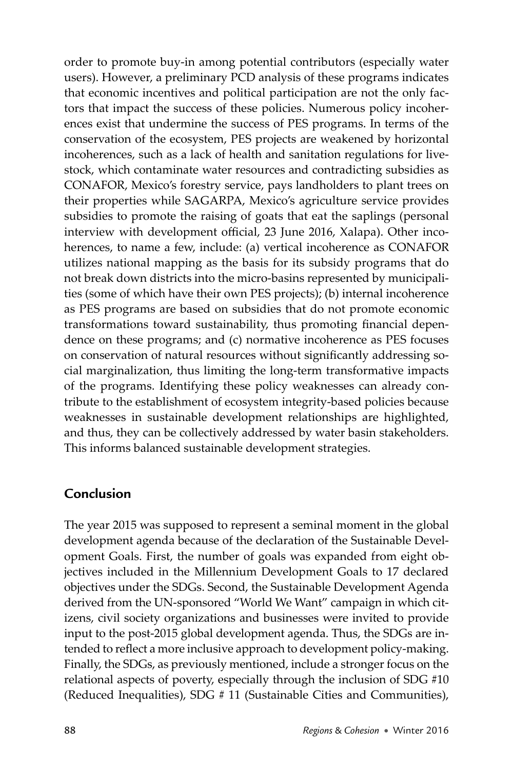order to promote buy-in among potential contributors (especially water users). However, a preliminary PCD analysis of these programs indicates that economic incentives and political participation are not the only factors that impact the success of these policies. Numerous policy incoherences exist that undermine the success of PES programs. In terms of the conservation of the ecosystem, PES projects are weakened by horizontal incoherences, such as a lack of health and sanitation regulations for livestock, which contaminate water resources and contradicting subsidies as CONAFOR, Mexico's forestry service, pays landholders to plant trees on their properties while SAGARPA, Mexico's agriculture service provides subsidies to promote the raising of goats that eat the saplings (personal interview with development official, 23 June 2016, Xalapa). Other incoherences, to name a few, include: (a) vertical incoherence as CONAFOR utilizes national mapping as the basis for its subsidy programs that do not break down districts into the micro-basins represented by municipalities (some of which have their own PES projects); (b) internal incoherence as PES programs are based on subsidies that do not promote economic transformations toward sustainability, thus promoting financial dependence on these programs; and (c) normative incoherence as PES focuses on conservation of natural resources without significantly addressing social marginalization, thus limiting the long-term transformative impacts of the programs. Identifying these policy weaknesses can already contribute to the establishment of ecosystem integrity-based policies because weaknesses in sustainable development relationships are highlighted, and thus, they can be collectively addressed by water basin stakeholders. This informs balanced sustainable development strategies.

## Conclusion

The year 2015 was supposed to represent a seminal moment in the global development agenda because of the declaration of the Sustainable Development Goals. First, the number of goals was expanded from eight objectives included in the Millennium Development Goals to 17 declared objectives under the SDGs. Second, the Sustainable Development Agenda derived from the UN-sponsored "World We Want" campaign in which citizens, civil society organizations and businesses were invited to provide input to the post-2015 global development agenda. Thus, the SDGs are intended to reflect a more inclusive approach to development policy-making. Finally, the SDGs, as previously mentioned, include a stronger focus on the relational aspects of poverty, especially through the inclusion of SDG #10 (Reduced Inequalities), SDG # 11 (Sustainable Cities and Communities),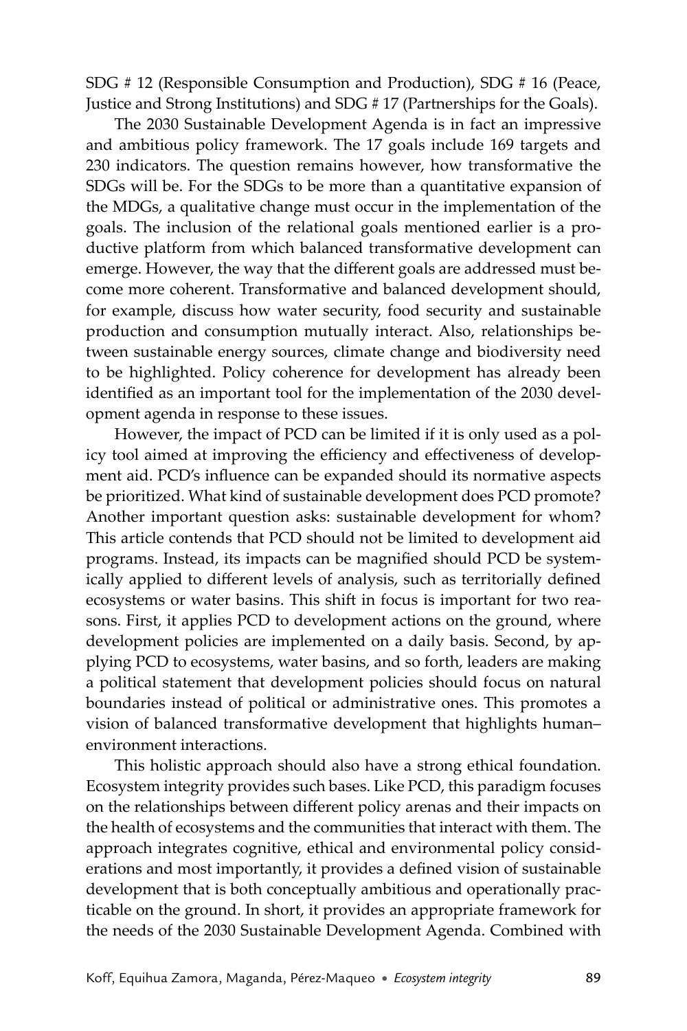SDG # 12 (Responsible Consumption and Production), SDG # 16 (Peace, Justice and Strong Institutions) and SDG # 17 (Partnerships for the Goals).

The 2030 Sustainable Development Agenda is in fact an impressive and ambitious policy framework. The 17 goals include 169 targets and 230 indicators. The question remains however, how transformative the SDGs will be. For the SDGs to be more than a quantitative expansion of the MDGs, a qualitative change must occur in the implementation of the goals. The inclusion of the relational goals mentioned earlier is a productive platform from which balanced transformative development can emerge. However, the way that the different goals are addressed must become more coherent. Transformative and balanced development should, for example, discuss how water security, food security and sustainable production and consumption mutually interact. Also, relationships between sustainable energy sources, climate change and biodiversity need to be highlighted. Policy coherence for development has already been identified as an important tool for the implementation of the 2030 development agenda in response to these issues.

However, the impact of PCD can be limited if it is only used as a policy tool aimed at improving the efficiency and effectiveness of development aid. PCD's influence can be expanded should its normative aspects be prioritized. What kind of sustainable development does PCD promote? Another important question asks: sustainable development for whom? This article contends that PCD should not be limited to development aid programs. Instead, its impacts can be magnified should PCD be systemically applied to different levels of analysis, such as territorially defined ecosystems or water basins. This shift in focus is important for two reasons. First, it applies PCD to development actions on the ground, where development policies are implemented on a daily basis. Second, by applying PCD to ecosystems, water basins, and so forth, leaders are making a political statement that development policies should focus on natural boundaries instead of political or administrative ones. This promotes a vision of balanced transformative development that highlights human–environment interactions.

This holistic approach should also have a strong ethical foundation. Ecosystem integrity provides such bases. Like PCD, this paradigm focuses on the relationships between different policy arenas and their impacts on the health of ecosystems and the communities that interact with them. The approach integrates cognitive, ethical and environmental policy considerations and most importantly, it provides a defined vision of sustainable development that is both conceptually ambitious and operationally practicable on the ground. In short, it provides an appropriate framework for the needs of the 2030 Sustainable Development Agenda. Combined with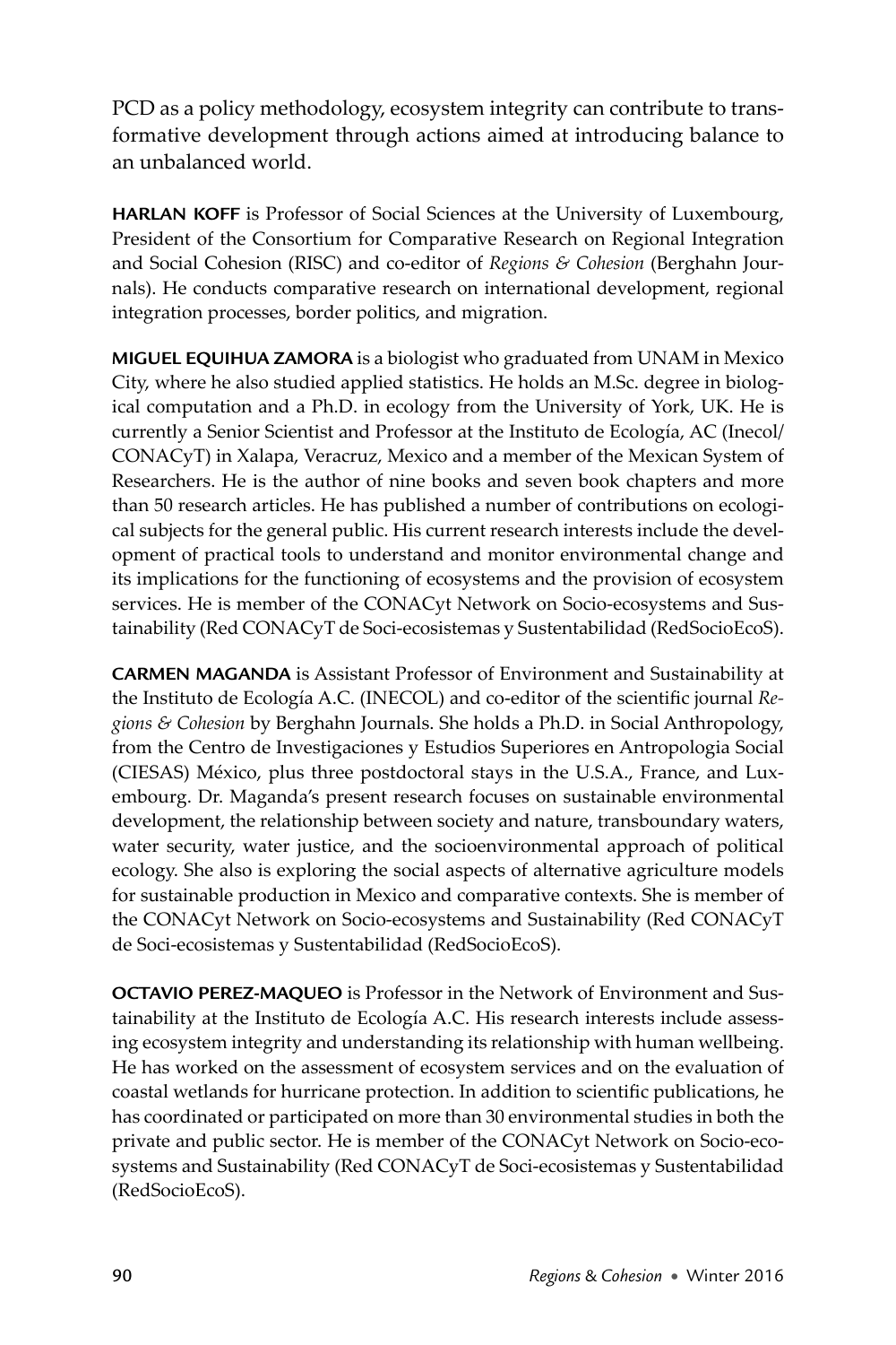PCD as a policy methodology, ecosystem integrity can contribute to transformative development through actions aimed at introducing balance to an unbalanced world.

**HARLAN KOFF** is Professor of Social Sciences at the University of Luxembourg, President of the Consortium for Comparative Research on Regional Integration and Social Cohesion (RISC) and co-editor of *Regions & Cohesion* (Berghahn Journals). He conducts comparative research on international development, regional integration processes, border politics, and migration.

**MIGUEL EQUIHUA ZAMORA** is a biologist who graduated from UNAM in Mexico City, where he also studied applied statistics. He holds an M.Sc. degree in biological computation and a Ph.D. in ecology from the University of York, UK. He is currently a Senior Scientist and Professor at the Instituto de Ecología, AC (Inecol/CONACyT) in Xalapa, Veracruz, Mexico and a member of the Mexican System of Researchers. He is the author of nine books and seven book chapters and more than 50 research articles. He has published a number of contributions on ecological subjects for the general public. His current research interests include the development of practical tools to understand and monitor environmental change and its implications for the functioning of ecosystems and the provision of ecosystem services. He is member of the CONACyt Network on Socio-ecosystems and Sustainability (Red CONACyT de Soci-ecosistemas y Sustentabilidad (RedSocioEcoS).

**CARMEN MAGANDA** is Assistant Professor of Environment and Sustainability at the Instituto de Ecología A.C. (INECOL) and co-editor of the scientific journal *Regions & Cohesion* by Berghahn Journals. She holds a Ph.D. in Social Anthropology, from the Centro de Investigaciones y Estudios Superiores en Antropologia Social (CIESAS) México, plus three postdoctoral stays in the U.S.A., France, and Luxembourg. Dr. Maganda's present research focuses on sustainable environmental development, the relationship between society and nature, transboundary waters, water security, water justice, and the socioenvironmental approach of political ecology. She also is exploring the social aspects of alternative agriculture models for sustainable production in Mexico and comparative contexts. She is member of the CONACyt Network on Socio-ecosystems and Sustainability (Red CONACyT de Soci-ecosistemas y Sustentabilidad (RedSocioEcoS).

**OCTAVIO PEREZ-MAQUEO** is Professor in the Network of Environment and Sustainability at the Instituto de Ecología A.C. His research interests include assessing ecosystem integrity and understanding its relationship with human wellbeing. He has worked on the assessment of ecosystem services and on the evaluation of coastal wetlands for hurricane protection. In addition to scientific publications, he has coordinated or participated on more than 30 environmental studies in both the private and public sector. He is member of the CONACyt Network on Socio-ecosystems and Sustainability (Red CONACyT de Soci-ecosistemas y Sustentabilidad (RedSocioEcoS).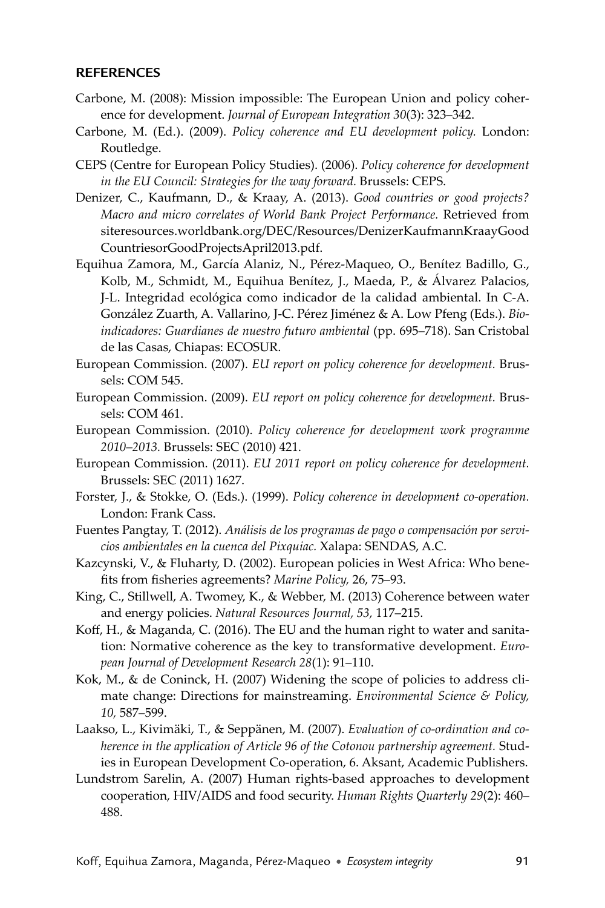## REFERENCES

Carbone, M. (2008): Mission impossible: The European Union and policy coherence for development. *Journal of European Integration 30*(3): 323–342.

Carbone, M. (Ed.). (2009). *Policy coherence and EU development policy.* London: Routledge.

CEPS (Centre for European Policy Studies). (2006). *Policy coherence for development in the EU Council: Strategies for the way forward.* Brussels: CEPS.

Denizer, C., Kaufmann, D., & Kraay, A. (2013). *Good countries or good projects? Macro and micro correlates of World Bank Project Performance.* Retrieved from siteresources.worldbank.org/DEC/Resources/DenizerKaufmannKraayGoodCountriesorGoodProjectsApril2013.pdf.

Equihua Zamora, M., García Alaniz, N., Pérez-Maqueo, O., Benítez Badillo, G., Kolb, M., Schmidt, M., Equihua Benítez, J., Maeda, P., & Álvarez Palacios, J-L. Integridad ecológica como indicador de la calidad ambiental. In C-A. González Zuarth, A. Vallarino, J-C. Pérez Jiménez & A. Low Pfeng (Eds.). *Bioindicadores: Guardianes de nuestro futuro ambiental* (pp. 695–718). San Cristobal de las Casas, Chiapas: ECOSUR.

European Commission. (2007). *EU report on policy coherence for development.* Brussels: COM 545.

European Commission. (2009). *EU report on policy coherence for development.* Brussels: COM 461.

European Commission. (2010). *Policy coherence for development work programme 2010–2013.* Brussels: SEC (2010) 421.

European Commission. (2011). *EU 2011 report on policy coherence for development.* Brussels: SEC (2011) 1627.

Forster, J., & Stokke, O. (Eds.). (1999). *Policy coherence in development co-operation.* London: Frank Cass.

Fuentes Pangtay, T. (2012). *Análisis de los programas de pago o compensación por servicios ambientales en la cuenca del Pixquiac.* Xalapa: SENDAS, A.C.

Kazcynski, V., & Fluharty, D. (2002). European policies in West Africa: Who benefits from fisheries agreements? *Marine Policy,* 26, 75–93.

King, C., Stillwell, A. Twomey, K., & Webber, M. (2013) Coherence between water and energy policies. *Natural Resources Journal, 53,* 117–215.

Koff, H., & Maganda, C. (2016). The EU and the human right to water and sanitation: Normative coherence as the key to transformative development. *European Journal of Development Research 28*(1): 91–110.

Kok, M., & de Coninck, H. (2007) Widening the scope of policies to address climate change: Directions for mainstreaming. *Environmental Science & Policy, 10,* 587–599.

Laakso, L., Kivimäki, T., & Seppänen, M. (2007). *Evaluation of co-ordination and coherence in the application of Article 96 of the Cotonou partnership agreement.* Studies in European Development Co-operation, 6. Aksant, Academic Publishers.

Lundstrom Sarelin, A. (2007) Human rights-based approaches to development cooperation, HIV/AIDS and food security. *Human Rights Quarterly 29*(2): 460–488.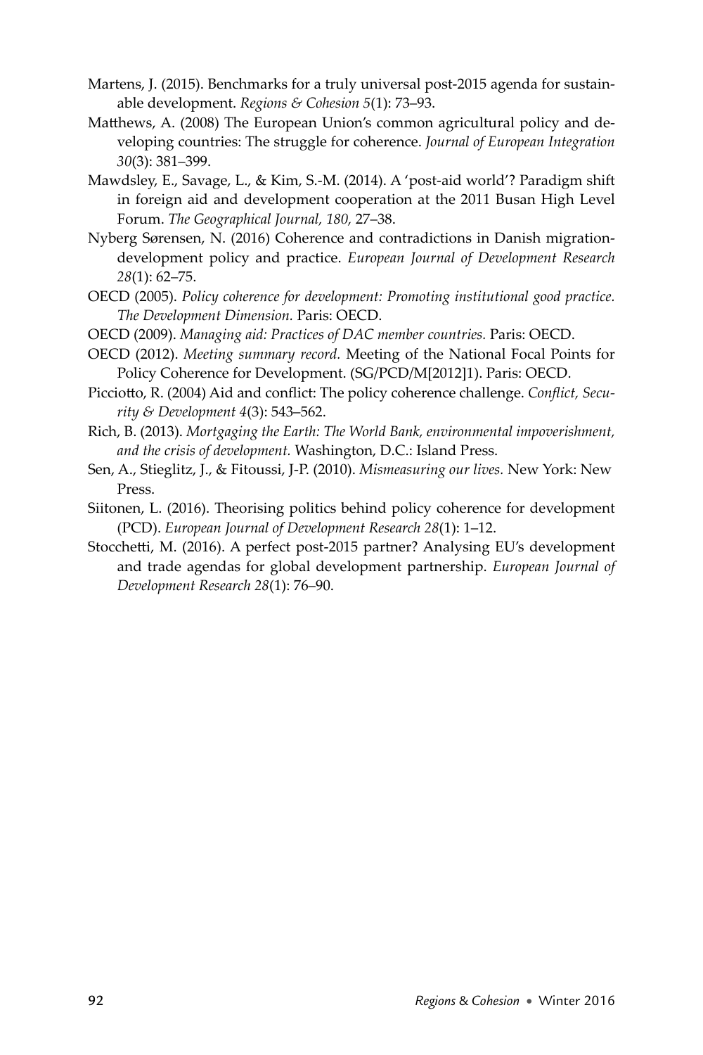Martens, J. (2015). Benchmarks for a truly universal post-2015 agenda for sustainable development. *Regions & Cohesion 5*(1): 73–93.

Matthews, A. (2008) The European Union's common agricultural policy and developing countries: The struggle for coherence. *Journal of European Integration 30*(3): 381–399.

Mawdsley, E., Savage, L., & Kim, S.-M. (2014). A 'post-aid world'? Paradigm shift in foreign aid and development cooperation at the 2011 Busan High Level Forum. *The Geographical Journal, 180,* 27–38.

Nyberg Sørensen, N. (2016) Coherence and contradictions in Danish migration-development policy and practice. *European Journal of Development Research 28*(1): 62–75.

OECD (2005). *Policy coherence for development: Promoting institutional good practice. The Development Dimension.* Paris: OECD.

OECD (2009). *Managing aid: Practices of DAC member countries.* Paris: OECD.

OECD (2012). *Meeting summary record.* Meeting of the National Focal Points for Policy Coherence for Development. (SG/PCD/M[2012]1). Paris: OECD.

Picciotto, R. (2004) Aid and conflict: The policy coherence challenge. *Conflict, Security & Development 4*(3): 543–562.

Rich, B. (2013). *Mortgaging the Earth: The World Bank, environmental impoverishment, and the crisis of development.* Washington, D.C.: Island Press.

Sen, A., Stieglitz, J., & Fitoussi, J-P. (2010). *Mismeasuring our lives.* New York: New Press.

Siitonen, L. (2016). Theorising politics behind policy coherence for development (PCD). *European Journal of Development Research 28*(1): 1–12.

Stocchetti, M. (2016). A perfect post-2015 partner? Analysing EU's development and trade agendas for global development partnership. *European Journal of Development Research 28*(1): 76–90.